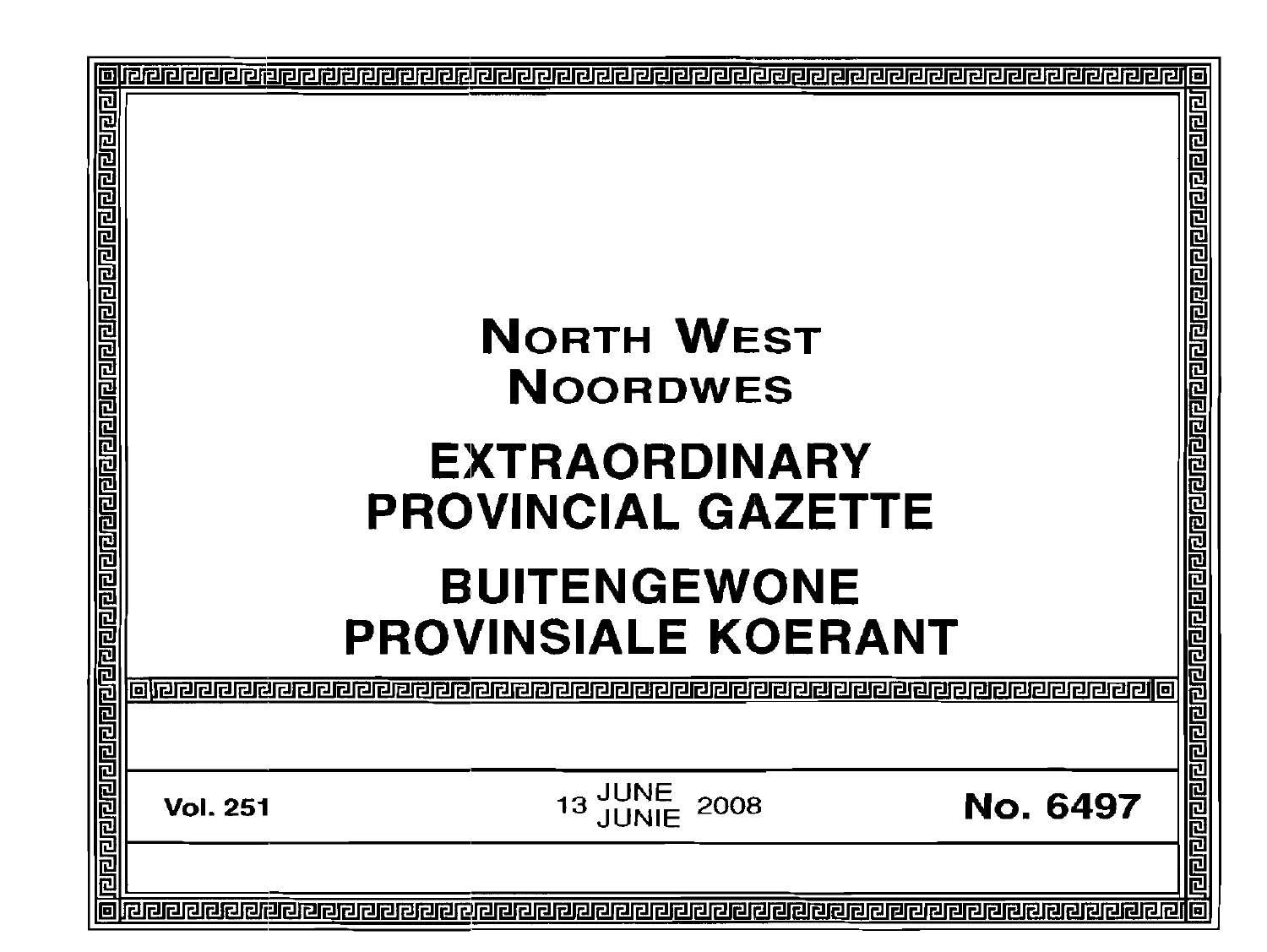# NORTH WEST
# NOORDWES

# EXTRAORDINARY PROVINCIAL GAZETTE

# BUITENGEWONE PROVINSIALE KOERANT

| Vol. 251 | 13 JUNE JUNIE 2008 | No. 6497 |
|---|---|---|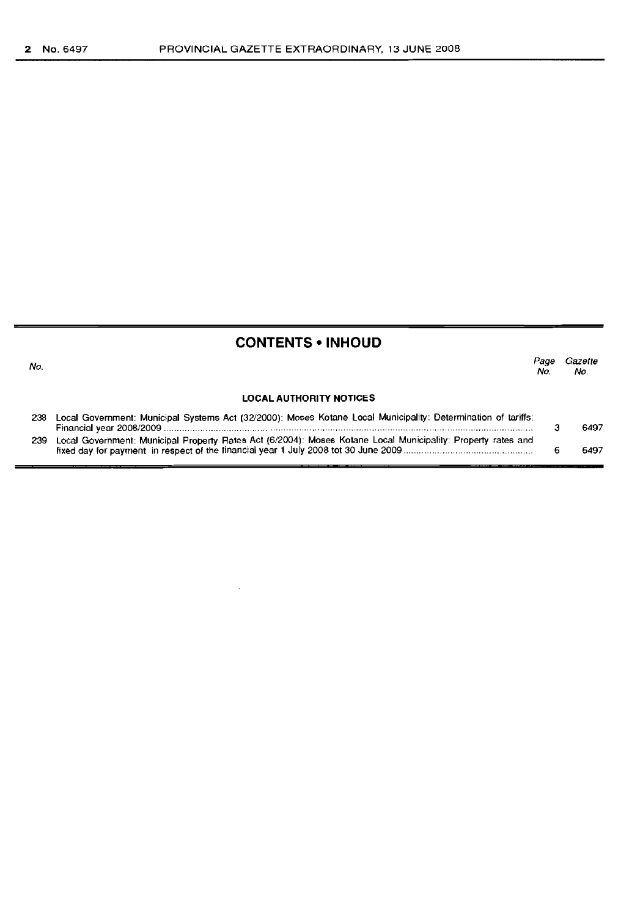## CONTENTS • INHOUD

| No. | | Page No. | Gazette No. |
|---|---|---|---|
| | **LOCAL AUTHORITY NOTICES** | | |
| 238 | Local Government: Municipal Systems Act (32/2000): Moses Kotane Local Municipality: Determination of tariffs: Financial year 2008/2009 | 3 | 6497 |
| 239 | Local Government: Municipal Property Rates Act (6/2004): Moses Kotane Local Municipality: Property rates and fixed day for payment in respect of the financial year 1 July 2008 tot 30 June 2009 | 6 | 6497 |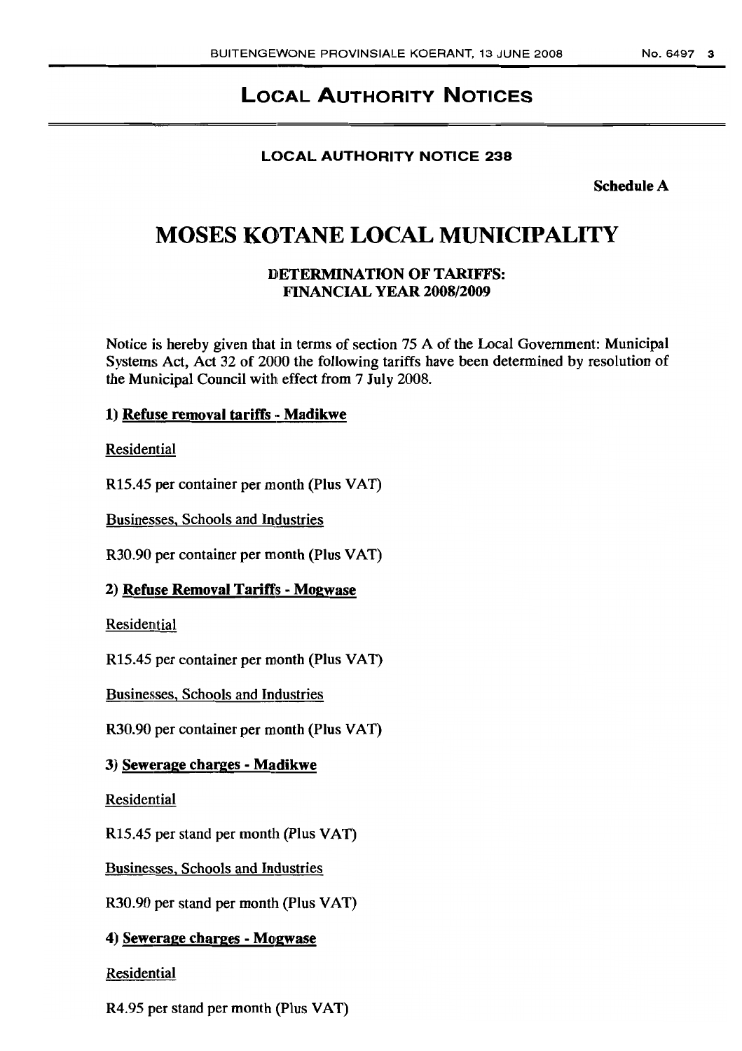# LOCAL AUTHORITY NOTICES

## LOCAL AUTHORITY NOTICE 238

**Schedule A**

# MOSES KOTANE LOCAL MUNICIPALITY

## DETERMINATION OF TARIFFS: FINANCIAL YEAR 2008/2009

Notice is hereby given that in terms of section 75 A of the Local Government: Municipal Systems Act, Act 32 of 2000 the following tariffs have been determined by resolution of the Municipal Council with effect from 7 July 2008.

**1) Refuse removal tariffs - Madikwe**

Residential

R15.45 per container per month (Plus VAT)

Businesses, Schools and Industries

R30.90 per container per month (Plus VAT)

**2) Refuse Removal Tariffs - Mogwase**

Residential

R15.45 per container per month (Plus VAT)

Businesses, Schools and Industries

R30.90 per container per month (Plus VAT)

**3) Sewerage charges - Madikwe**

Residential

R15.45 per stand per month (Plus VAT)

Businesses, Schools and Industries

R30.90 per stand per month (Plus VAT)

**4) Sewerage charges - Mogwase**

Residential

R4.95 per stand per month (Plus VAT)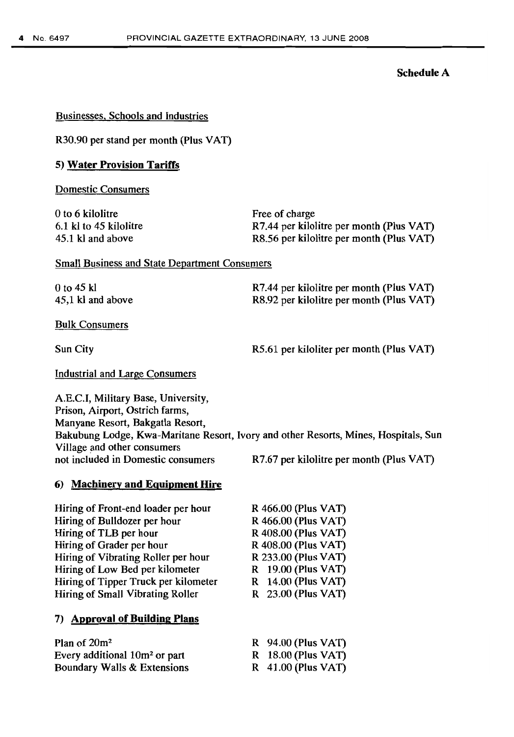**Schedule A**

Businesses, Schools and Industries

R30.90 per stand per month (Plus VAT)

### 5) Water Provision Tariffs

Domestic Consumers

| | |
|---|---|
| 0 to 6 kilolitre | Free of charge |
| 6.1 kl to 45 kilolitre | R7.44 per kilolitre per month (Plus VAT) |
| 45.1 kl and above | R8.56 per kilolitre per month (Plus VAT) |

Small Business and State Department Consumers

| | |
|---|---|
| 0 to 45 kl | R7.44 per kilolitre per month (Plus VAT) |
| 45,1 kl and above | R8.92 per kilolitre per month (Plus VAT) |

Bulk Consumers

| | |
|---|---|
| Sun City | R5.61 per kiloliter per month (Plus VAT) |

Industrial and Large Consumers

A.E.C.I, Military Base, University, Prison, Airport, Ostrich farms, Manyane Resort, Bakgatla Resort, Bakubung Lodge, Kwa-Maritane Resort, Ivory and other Resorts, Mines, Hospitals, Sun Village and other consumers not included in Domestic consumers — R7.67 per kilolitre per month (Plus VAT)

### 6) Machinery and Equipment Hire

| | |
|---|---|
| Hiring of Front-end loader per hour | R 466.00 (Plus VAT) |
| Hiring of Bulldozer per hour | R 466.00 (Plus VAT) |
| Hiring of TLB per hour | R 408.00 (Plus VAT) |
| Hiring of Grader per hour | R 408.00 (Plus VAT) |
| Hiring of Vibrating Roller per hour | R 233.00 (Plus VAT) |
| Hiring of Low Bed per kilometer | R 19.00 (Plus VAT) |
| Hiring of Tipper Truck per kilometer | R 14.00 (Plus VAT) |
| Hiring of Small Vibrating Roller | R 23.00 (Plus VAT) |

### 7) Approval of Building Plans

| | |
|---|---|
| Plan of $20m^2$ | R 94.00 (Plus VAT) |
| Every additional $10m^2$ or part | R 18.00 (Plus VAT) |
| Boundary Walls & Extensions | R 41.00 (Plus VAT) |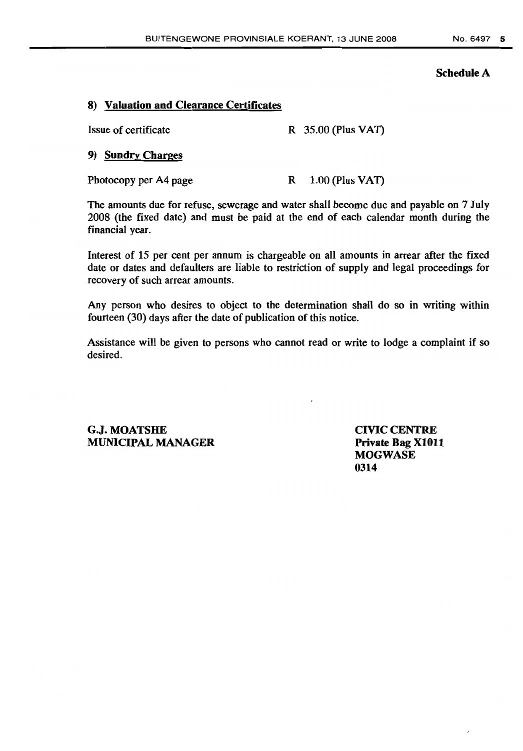**Schedule A**

**8) Valuation and Clearance Certificates**

| | |
|---|---|
| Issue of certificate | R 35.00 (Plus VAT) |

**9) Sundry Charges**

| | |
|---|---|
| Photocopy per A4 page | R 1.00 (Plus VAT) |

The amounts due for refuse, sewerage and water shall become due and payable on 7 July 2008 (the fixed date) and must be paid at the end of each calendar month during the financial year.

Interest of 15 per cent per annum is chargeable on all amounts in arrear after the fixed date or dates and defaulters are liable to restriction of supply and legal proceedings for recovery of such arrear amounts.

Any person who desires to object to the determination shall do so in writing within fourteen (30) days after the date of publication of this notice.

Assistance will be given to persons who cannot read or write to lodge a complaint if so desired.

**G.J. MOATSHE**
**MUNICIPAL MANAGER**

**CIVIC CENTRE**
**Private Bag X1011**
**MOGWASE**
**0314**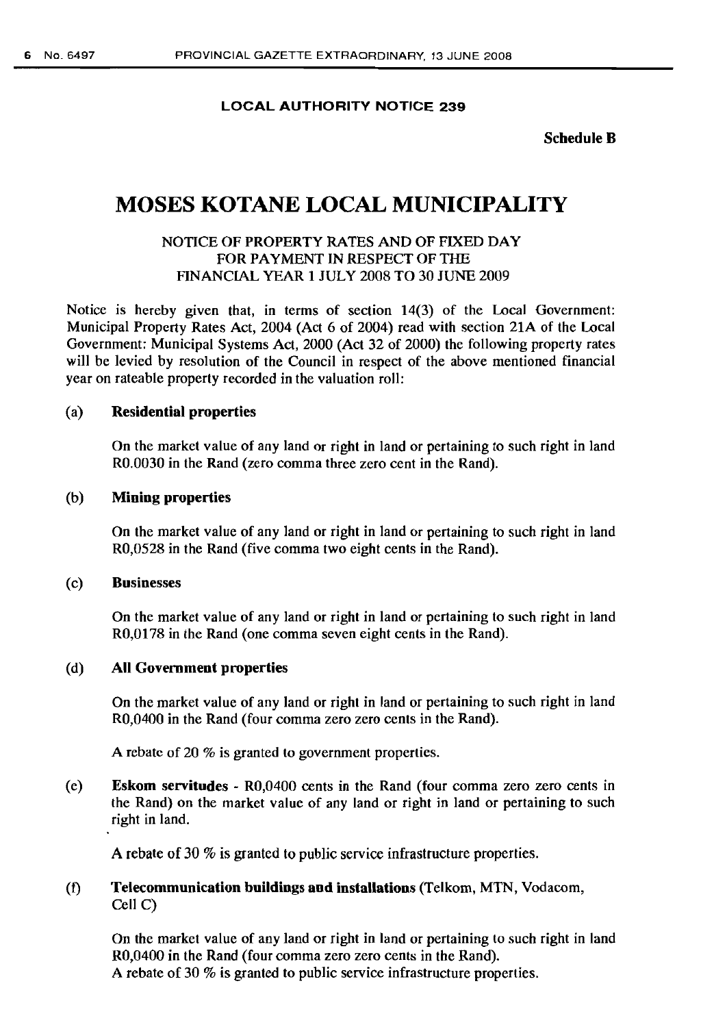**LOCAL AUTHORITY NOTICE 239**

**Schedule B**

# MOSES KOTANE LOCAL MUNICIPALITY

NOTICE OF PROPERTY RATES AND OF FIXED DAY FOR PAYMENT IN RESPECT OF THE FINANCIAL YEAR 1 JULY 2008 TO 30 JUNE 2009

Notice is hereby given that, in terms of section 14(3) of the Local Government: Municipal Property Rates Act, 2004 (Act 6 of 2004) read with section 21A of the Local Government: Municipal Systems Act, 2000 (Act 32 of 2000) the following property rates will be levied by resolution of the Council in respect of the above mentioned financial year on rateable property recorded in the valuation roll:

(a) **Residential properties**

On the market value of any land or right in land or pertaining to such right in land R0.0030 in the Rand (zero comma three zero cent in the Rand).

(b) **Mining properties**

On the market value of any land or right in land or pertaining to such right in land R0,0528 in the Rand (five comma two eight cents in the Rand).

(c) **Businesses**

On the market value of any land or right in land or pertaining to such right in land R0,0178 in the Rand (one comma seven eight cents in the Rand).

(d) **All Government properties**

On the market value of any land or right in land or pertaining to such right in land R0,0400 in the Rand (four comma zero zero cents in the Rand).

A rebate of 20 % is granted to government properties.

(e) **Eskom servitudes** - R0,0400 cents in the Rand (four comma zero zero cents in the Rand) on the market value of any land or right in land or pertaining to such right in land.

A rebate of 30 % is granted to public service infrastructure properties.

(f) **Telecommunication buildings and installations** (Telkom, MTN, Vodacom, Cell C)

On the market value of any land or right in land or pertaining to such right in land R0,0400 in the Rand (four comma zero zero cents in the Rand).
A rebate of 30 % is granted to public service infrastructure properties.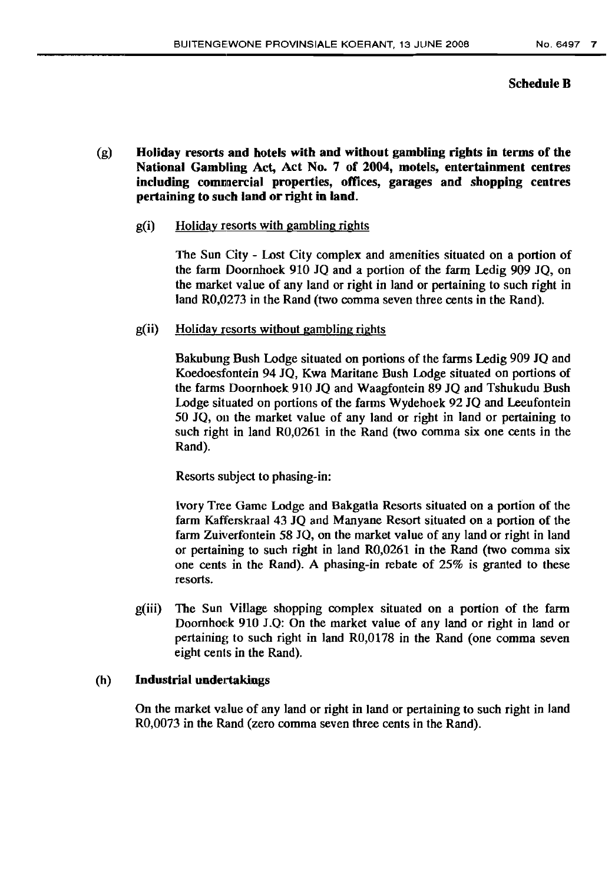**Schedule B**

**(g) Holiday resorts and hotels with and without gambling rights in terms of the National Gambling Act, Act No. 7 of 2004, motels, entertainment centres including commercial properties, offices, garages and shopping centres pertaining to such land or right in land.**

g(i) Holiday resorts with gambling rights

The Sun City - Lost City complex and amenities situated on a portion of the farm Doornhoek 910 JQ and a portion of the farm Ledig 909 JQ, on the market value of any land or right in land or pertaining to such right in land R0,0273 in the Rand (two comma seven three cents in the Rand).

g(ii) Holiday resorts without gambling rights

Bakubung Bush Lodge situated on portions of the farms Ledig 909 JQ and Koedoesfontein 94 JQ, Kwa Maritane Bush Lodge situated on portions of the farms Doornhoek 910 JQ and Waagfontein 89 JQ and Tshukudu Bush Lodge situated on portions of the farms Wydehoek 92 JQ and Leeufontein 50 JQ, on the market value of any land or right in land or pertaining to such right in land R0,0261 in the Rand (two comma six one cents in the Rand).

Resorts subject to phasing-in:

Ivory Tree Game Lodge and Bakgatla Resorts situated on a portion of the farm Kafferskraal 43 JQ and Manyane Resort situated on a portion of the farm Zuiverfontein 58 JQ, on the market value of any land or right in land or pertaining to such right in land R0,0261 in the Rand (two comma six one cents in the Rand). A phasing-in rebate of 25% is granted to these resorts.

g(iii) The Sun Village shopping complex situated on a portion of the farm Doornhoek 910 J.Q: On the market value of any land or right in land or pertaining to such right in land R0,0178 in the Rand (one comma seven eight cents in the Rand).

**(h) Industrial undertakings**

On the market value of any land or right in land or pertaining to such right in land R0,0073 in the Rand (zero comma seven three cents in the Rand).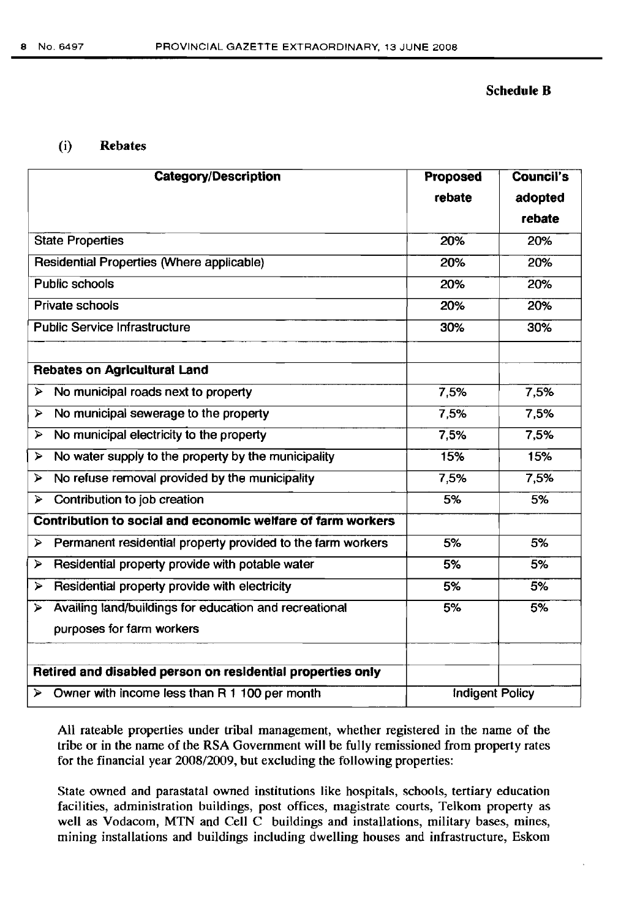**Schedule B**

(i) **Rebates**

| Category/Description | Proposed rebate | Council's adopted rebate |
|---|---|---|
| State Properties | 20% | 20% |
| Residential Properties (Where applicable) | 20% | 20% |
| Public schools | 20% | 20% |
| Private schools | 20% | 20% |
| Public Service Infrastructure | 30% | 30% |
| | | |
| **Rebates on Agricultural Land** | | |
| ➢ No municipal roads next to property | 7,5% | 7,5% |
| ➢ No municipal sewerage to the property | 7,5% | 7,5% |
| ➢ No municipal electricity to the property | 7,5% | 7,5% |
| ➢ No water supply to the property by the municipality | 15% | 15% |
| ➢ No refuse removal provided by the municipality | 7,5% | 7,5% |
| ➢ Contribution to job creation | 5% | 5% |
| **Contribution to social and economic welfare of farm workers** | | |
| ➢ Permanent residential property provided to the farm workers | 5% | 5% |
| ➢ Residential property provide with potable water | 5% | 5% |
| ➢ Residential property provide with electricity | 5% | 5% |
| ➢ Availing land/buildings for education and recreational purposes for farm workers | 5% | 5% |
| | | |
| **Retired and disabled person on residential properties only** | | |
| ➢ Owner with income less than R 1 100 per month | Indigent Policy | |

All rateable properties under tribal management, whether registered in the name of the tribe or in the name of the RSA Government will be fully remissioned from property rates for the financial year 2008/2009, but excluding the following properties:

State owned and parastatal owned institutions like hospitals, schools, tertiary education facilities, administration buildings, post offices, magistrate courts, Telkom property as well as Vodacom, MTN and Cell C buildings and installations, military bases, mines, mining installations and buildings including dwelling houses and infrastructure, Eskom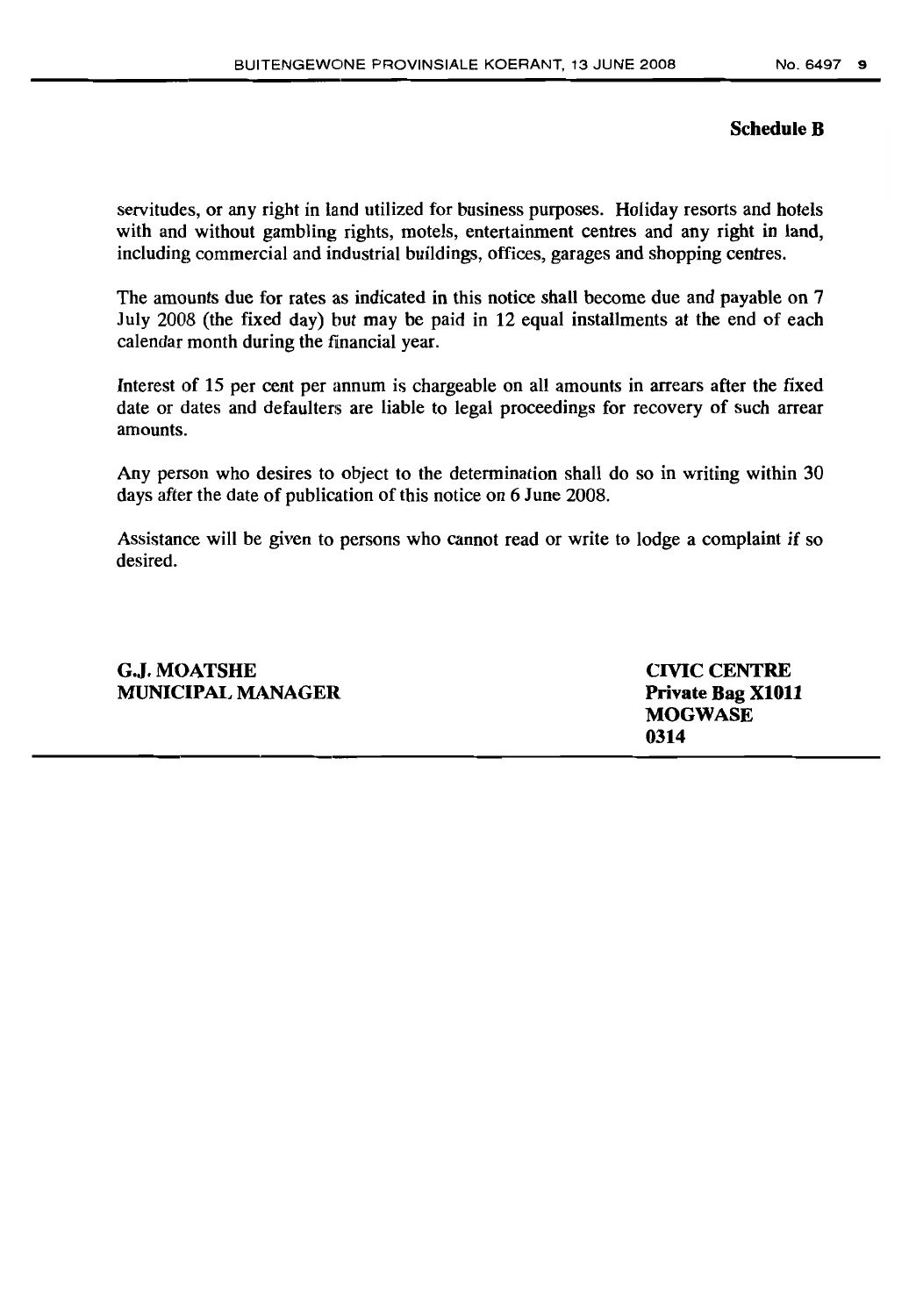**Schedule B**

servitudes, or any right in land utilized for business purposes. Holiday resorts and hotels with and without gambling rights, motels, entertainment centres and any right in land, including commercial and industrial buildings, offices, garages and shopping centres.

The amounts due for rates as indicated in this notice shall become due and payable on 7 July 2008 (the fixed day) but may be paid in 12 equal installments at the end of each calendar month during the financial year.

Interest of 15 per cent per annum is chargeable on all amounts in arrears after the fixed date or dates and defaulters are liable to legal proceedings for recovery of such arrear amounts.

Any person who desires to object to the determination shall do so in writing within 30 days after the date of publication of this notice on 6 June 2008.

Assistance will be given to persons who cannot read or write to lodge a complaint if so desired.

**G.J. MOATSHE**
**MUNICIPAL MANAGER**

**CIVIC CENTRE**
**Private Bag X1011**
**MOGWASE**
**0314**